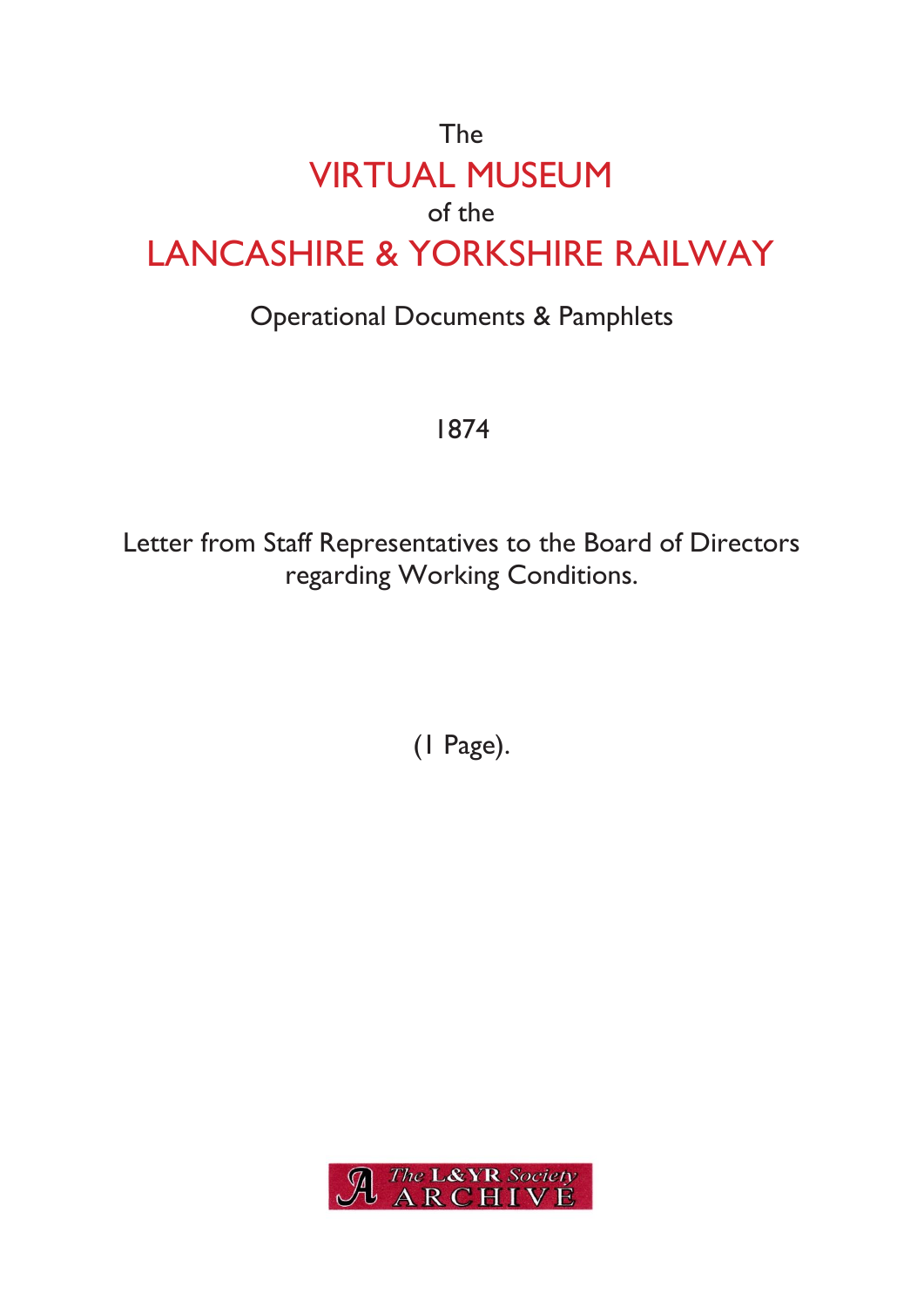The

# VIRTUAL MUSEUM

of the

# LANCASHIRE & YORKSHIRE RAILWAY

Operational Documents & Pamphlets

1874

Letter from Staff Representatives to the Board of Directors regarding Working Conditions.

(1 Page).

The L&YR Society ARCHIVE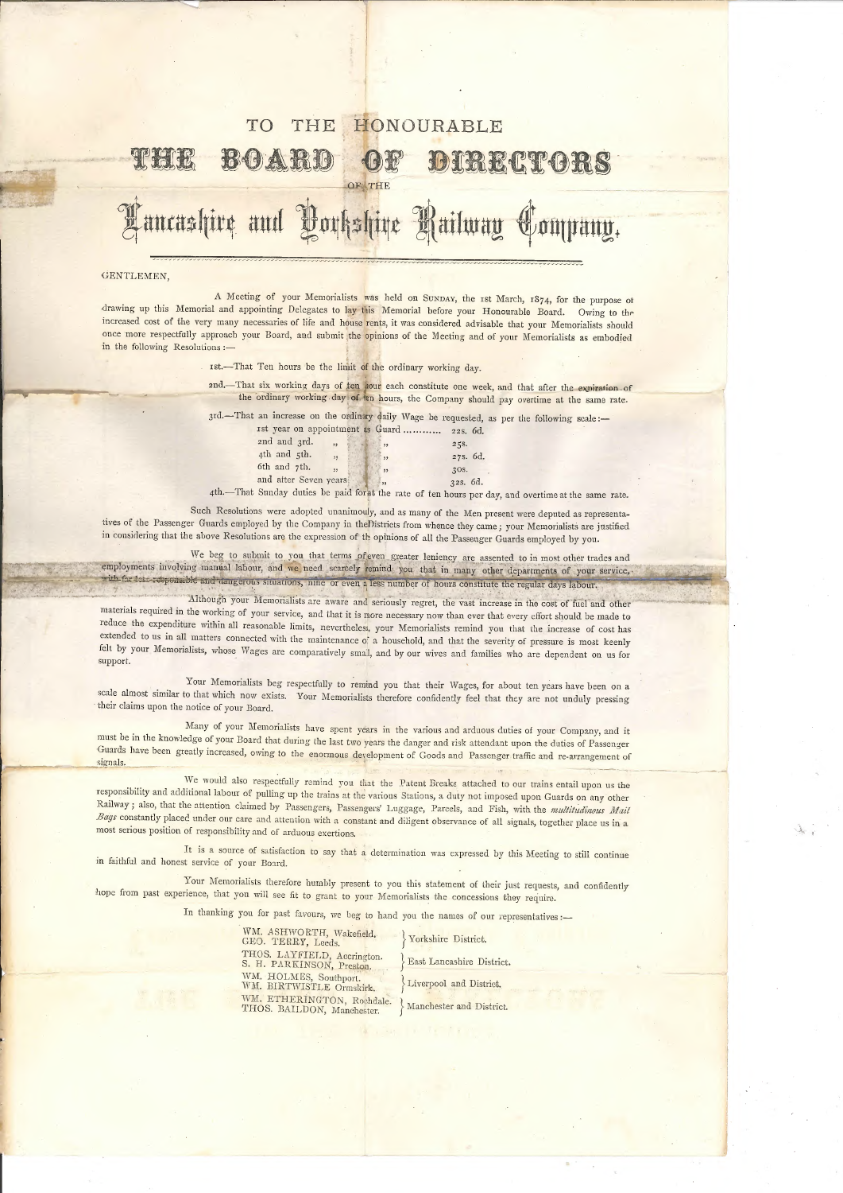# TO THE HONOURABLE

# THE BOARD OF DIRECTORS

OF THE

# Lancashire and Yorkshire Railway Company.

GENTLEMEN,

A Meeting of your Memorialists was held on SUNDAY, the 1st March, 1874, for the purpose of drawing up this Memorial and appointing Delegates to lay this Memorial before your Honourable Board. Owing to the increased cost of the very many necessaries of life and house rents, it was considered advisable that your Memorialists should once more respectfully approach your Board, and submit the opinions of the Meeting and of your Memorialists as embodied in the following Resolutions:—

1st.—That Ten hours be the limit of the ordinary working day.

2nd.—That six working days of ten hour each constitute one week, and that after the expiration of the ordinary working day of ten hours, the Company should pay overtime at the same rate.

3rd.—That an increase on the ordinary daily Wage be requested, as per the following scale:—

| | | |
|---|---|---|
| 1st year on appointment as Guard | ............ | 22s. 6d. |
| 2nd and 3rd. | ,, ,, | 25s. |
| 4th and 5th. | ,, ,, | 27s. 6d. |
| 6th and 7th. | ,, ,, | 30s. |
| and after Seven years | ,, | 32s. 6d. |

4th.—That Sunday duties be paid for at the rate of ten hours per day, and overtime at the same rate.

Such Resolutions were adopted unanimouly, and as many of the Men present were deputed as representatives of the Passenger Guards employed by the Company in theDistricts from whence they came; your Memorialists are justified in considering that the above Resolutions are the expression of th opinions of all the Passenger Guards employed by you.

We beg to submit to you that terms of even greater leniency are assented to in most other trades and employments involving manual labour, and we need scarcely remind you that in many other departments of your service, with far less responsible and dangerous situations, nine or even a less number of hours constitute the regular days labour.

Although your Memorialists are aware and seriously regret, the vast increase in the cost of fuel and other materials required in the working of your service, and that it is more necessary now than ever that every effort should be made to reduce the expenditure within all reasonable limits, nevertheless, your Memorialists remind you that the increase of cost has extended to us in all matters connected with the maintenance of a household, and that the severity of pressure is most keenly felt by your Memorialists, whose Wages are comparatively small, and by our wives and families who are dependent on us for support.

Your Memorialists beg respectfully to remind you that their Wages, for about ten years have been on a scale almost similar to that which now exists. Your Memorialists therefore confidently feel that they are not unduly pressing their claims upon the notice of your Board.

Many of your Memorialists have spent years in the various and arduous duties of your Company, and it must be in the knowledge of your Board that during the last two years the danger and risk attendant upon the duties of Passenger Guards have been greatly increased, owing to the enormous development of Goods and Passenger traffic and re-arrangement of signals.

We would also respectfully remind you that the Patent Breaks attached to our trains entail upon us the responsibility and additional labour of pulling up the trains at the various Stations, a duty not imposed upon Guards on any other Railway; also, that the attention claimed by Passengers, Passengers' Luggage, Parcels, and Fish, with the *multitudinous Mail Bags* constantly placed under our care and attention with a constant and diligent observance of all signals, together place us in a most serious position of responsibility and of arduous exertions.

It is a source of satisfaction to say that a determination was expressed by this Meeting to still continue in faithful and honest service of your Board.

Your Memorialists therefore humbly present to you this statement of their just requests, and confidently hope from past experience, that you will see fit to grant to your Memorialists the concessions they require.

In thanking you for past favours, we beg to hand you the names of our representatives:—

| | |
|---|---|
| WM. ASHWORTH, Wakefield.<br>GEO. TERRY, Leeds. | Yorkshire District. |
| THOS. LAYFIELD, Accrington.<br>S. H. PARKINSON, Preston. | East Lancashire District. |
| WM. HOLMES, Southport.<br>WM. BIRTWISTLE Ormskirk. | Liverpool and District. |
| WM. ETHERINGTON, Rochdale.<br>THOS. BAILDON, Manchester. | Manchester and District. |